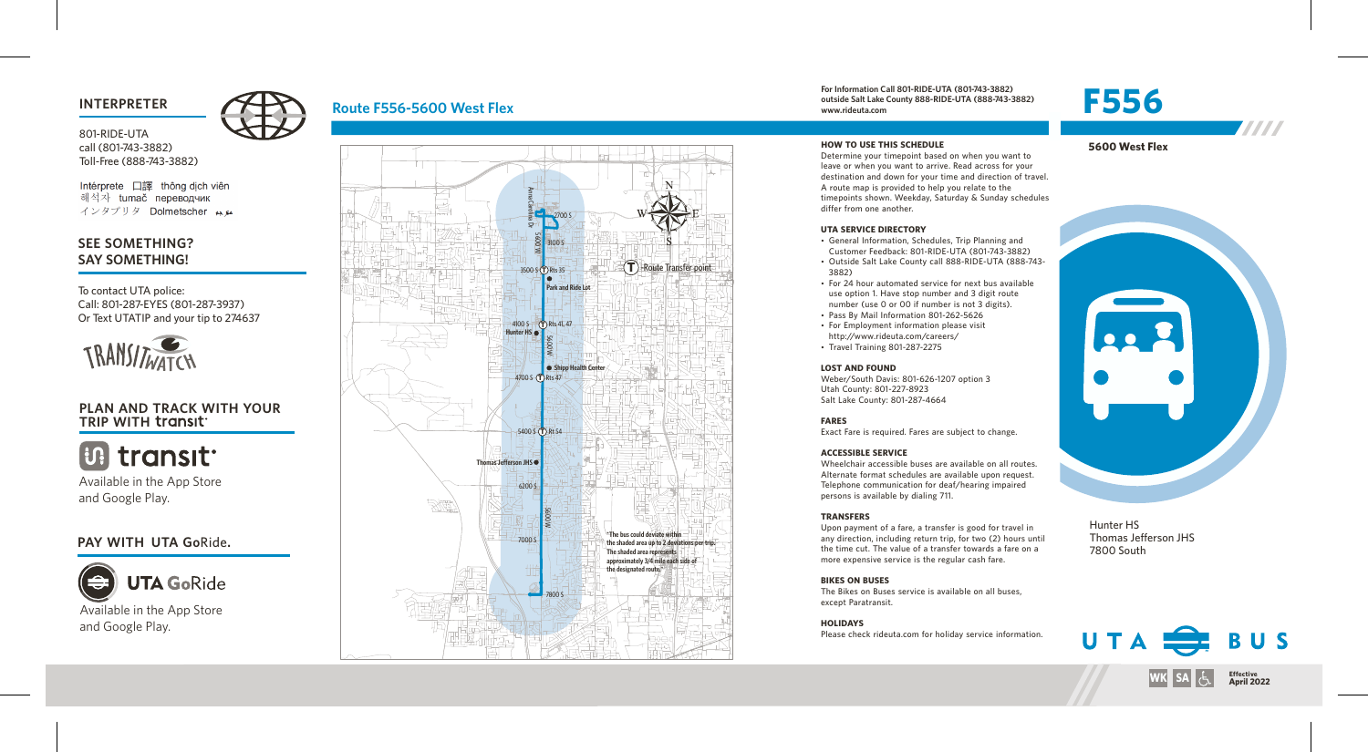## INTERPRETER

801-RIDE-UTA
call (801-743-3882)
Toll-Free (888-743-3882)

Intérprete 口譯 thông dịch viên
해석자 tumač переводчик
インタプリタ Dolmetscher

## SEE SOMETHING? SAY SOMETHING!

To contact UTA police:
Call: 801-287-EYES (801-287-3937)
Or Text UTATIP and your tip to 274637

TRANSITWATCH

## PLAN AND TRACK WITH YOUR TRIP WITH transit

transit

Available in the App Store and Google Play.

## PAY WITH UTA GoRide.

UTA GoRide

Available in the App Store and Google Play.

## Route F556-5600 West Flex

Armor Carolina Dr
2700 S
3100 S
3500 S Rts 35
Route Transfer point
Park and Ride Lot
4100 S Rts 41, 47
Hunter HS
5600 W
Shipp Health Center
4700 S Rts 47
5400 S Rt 54
Thomas Jefferson JHS
6200 S
7000 S
7800 S

"The bus could deviate within the shaded area up to 2 deviations per trip. The shaded area represents approximately 3/4 mile each side of the designated route."

For Information Call 801-RIDE-UTA (801-743-3882)
outside Salt Lake County 888-RIDE-UTA (888-743-3882)
www.rideuta.com

### HOW TO USE THIS SCHEDULE

Determine your timepoint based on when you want to leave or when you want to arrive. Read across for your destination and down for your time and direction of travel. A route map is provided to help you relate to the timepoints shown. Weekday, Saturday & Sunday schedules differ from one another.

### UTA SERVICE DIRECTORY

- General Information, Trip Planning and Customer Feedback: 801-RIDE-UTA (801-743-3882)
- Outside Salt Lake County call 888-RIDE-UTA (888-743-3882)
- For 24 hour automated service for next bus available use option 1. Have stop number and 3 digit route number (use 0 or 00 if number is not 3 digits).
- Pass By Mail Information 801-262-5626
- For Employment information please visit http://www.rideuta.com/careers/
- Travel Training 801-287-2275

### LOST AND FOUND

Weber/South Davis: 801-626-1207 option 3
Utah County: 801-227-8923
Salt Lake County: 801-287-4664

### FARES

Exact Fare is required. Fares are subject to change.

### ACCESSIBLE SERVICE

Wheelchair accessible buses are available on all routes. Alternate format schedules are available upon request. Telephone communication for deaf/hearing impaired persons is available by dialing 711.

### TRANSFERS

Upon payment of a fare, a transfer is good for travel in any direction, including return trip, for two (2) hours until the time cut. The value of a transfer towards a fare on a more expensive service is the regular cash fare.

### BIKES ON BUSES

The Bikes on Buses service is available on all buses, except Paratransit.

### HOLIDAYS

Please check rideuta.com for holiday service information.

# F556

**5600 West Flex**

Hunter HS
Thomas Jefferson JHS
7800 South

UTA BUS

WK SA

Effective April 2022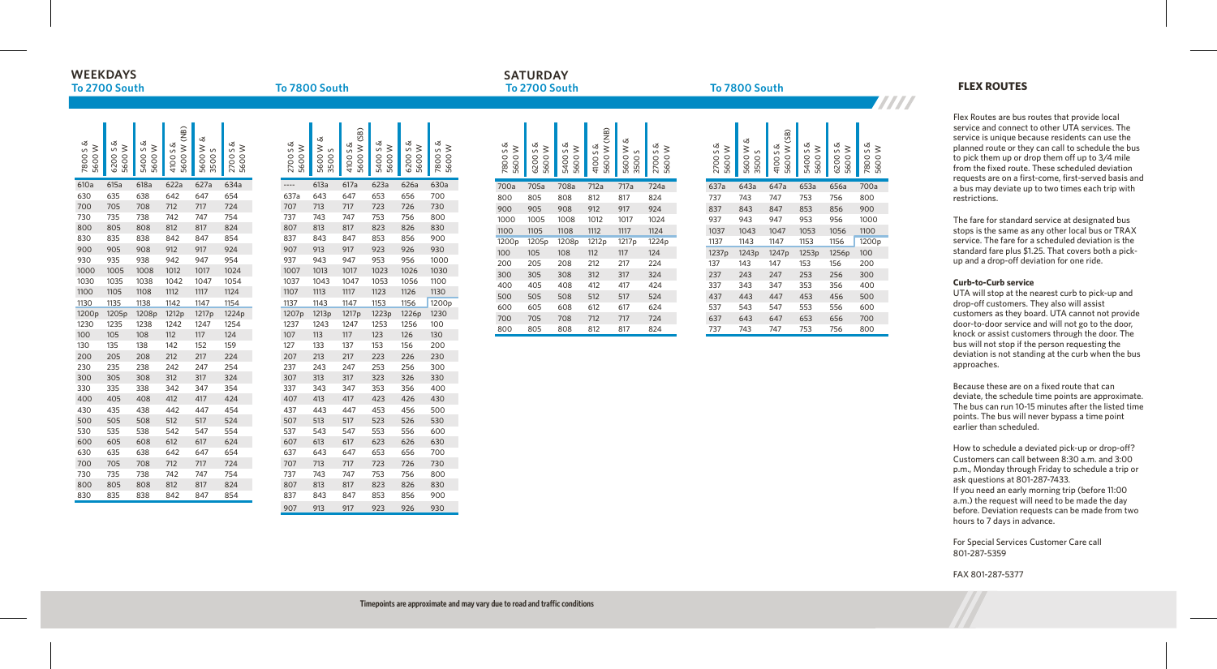## WEEKDAYS

### To 2700 South

| 7800 S & 5600 W | 6200 S & 5600 W | 5400 S & 5600 W | 4100 S & 5600 W (NB) | 5600 W & 3500 S | 2700 S & 5600 W |
|---|---|---|---|---|---|
| 610a | 615a | 618a | 622a | 627a | 634a |
| 630 | 635 | 638 | 642 | 647 | 654 |
| 700 | 705 | 708 | 712 | 717 | 724 |
| 730 | 735 | 738 | 742 | 747 | 754 |
| 800 | 805 | 808 | 812 | 817 | 824 |
| 830 | 835 | 838 | 842 | 847 | 854 |
| 900 | 905 | 908 | 912 | 917 | 924 |
| 930 | 935 | 938 | 942 | 947 | 954 |
| 1000 | 1005 | 1008 | 1012 | 1017 | 1024 |
| 1030 | 1035 | 1038 | 1042 | 1047 | 1054 |
| 1100 | 1105 | 1108 | 1112 | 1117 | 1124 |
| 1130 | 1135 | 1138 | 1142 | 1147 | 1154 |
| 1200p | 1205p | 1208p | 1212p | 1217p | 1224p |
| 1230 | 1235 | 1238 | 1242 | 1247 | 1254 |
| 100 | 105 | 108 | 112 | 117 | 124 |
| 130 | 135 | 138 | 142 | 152 | 159 |
| 200 | 205 | 208 | 212 | 217 | 224 |
| 230 | 235 | 238 | 242 | 247 | 254 |
| 300 | 305 | 308 | 312 | 317 | 324 |
| 330 | 335 | 338 | 342 | 347 | 354 |
| 400 | 405 | 408 | 412 | 417 | 424 |
| 430 | 435 | 438 | 442 | 447 | 454 |
| 500 | 505 | 508 | 512 | 517 | 524 |
| 530 | 535 | 538 | 542 | 547 | 554 |
| 600 | 605 | 608 | 612 | 617 | 624 |
| 630 | 635 | 638 | 642 | 647 | 654 |
| 700 | 705 | 708 | 712 | 717 | 724 |
| 730 | 735 | 738 | 742 | 747 | 754 |
| 800 | 805 | 808 | 812 | 817 | 824 |
| 830 | 835 | 838 | 842 | 847 | 854 |

### To 7800 South

| 2700 S & 5600 W | 5600 W & 3500 S | 4100 S & 5600 W (SB) | 5400 S & 5600 W | 6200 S & 5600 W | 7800 S & 5600 W |
|---|---|---|---|---|---|
| ---- | 613a | 617a | 623a | 626a | 630a |
| 637a | 643 | 647 | 653 | 656 | 700 |
| 707 | 713 | 717 | 723 | 726 | 730 |
| 737 | 743 | 747 | 753 | 756 | 800 |
| 807 | 813 | 817 | 823 | 826 | 830 |
| 837 | 843 | 847 | 853 | 856 | 900 |
| 907 | 913 | 917 | 923 | 926 | 930 |
| 937 | 943 | 947 | 953 | 956 | 1000 |
| 1007 | 1013 | 1017 | 1023 | 1026 | 1030 |
| 1037 | 1043 | 1047 | 1053 | 1056 | 1100 |
| 1107 | 1113 | 1117 | 1123 | 1126 | 1130 |
| 1137 | 1143 | 1147 | 1153 | 1156 | 1200p |
| 1207p | 1213p | 1217p | 1223p | 1226p | 1230 |
| 1237 | 1243 | 1247 | 1253 | 1256 | 100 |
| 107 | 113 | 117 | 123 | 126 | 130 |
| 127 | 133 | 137 | 153 | 156 | 200 |
| 207 | 213 | 217 | 223 | 226 | 230 |
| 237 | 243 | 247 | 253 | 256 | 300 |
| 307 | 313 | 317 | 323 | 326 | 330 |
| 337 | 343 | 347 | 353 | 356 | 400 |
| 407 | 413 | 417 | 423 | 426 | 430 |
| 437 | 443 | 447 | 453 | 456 | 500 |
| 507 | 513 | 517 | 523 | 526 | 530 |
| 537 | 543 | 547 | 553 | 556 | 600 |
| 607 | 613 | 617 | 623 | 626 | 630 |
| 637 | 643 | 647 | 653 | 656 | 700 |
| 707 | 713 | 717 | 723 | 726 | 730 |
| 737 | 743 | 747 | 753 | 756 | 800 |
| 807 | 813 | 817 | 823 | 826 | 830 |
| 837 | 843 | 847 | 853 | 856 | 900 |
| 907 | 913 | 917 | 923 | 926 | 930 |

## SATURDAY

### To 2700 South

| 7800 S & 5600 W | 6200 S & 5600 W | 5400 S & 5600 W | 4100 S & 5600 W (NB) | 5600 W & 3500 S | 2700 S & 5600 W |
|---|---|---|---|---|---|
| 700a | 705a | 708a | 712a | 717a | 724a |
| 800 | 805 | 808 | 812 | 817 | 824 |
| 900 | 905 | 908 | 912 | 917 | 924 |
| 1000 | 1005 | 1008 | 1012 | 1017 | 1024 |
| 1100 | 1105 | 1108 | 1112 | 1117 | 1124 |
| 1200p | 1205p | 1208p | 1212p | 1217p | 1224p |
| 100 | 105 | 108 | 112 | 117 | 124 |
| 200 | 205 | 208 | 212 | 217 | 224 |
| 300 | 305 | 308 | 312 | 317 | 324 |
| 400 | 405 | 408 | 412 | 417 | 424 |
| 500 | 505 | 508 | 512 | 517 | 524 |
| 600 | 605 | 608 | 612 | 617 | 624 |
| 700 | 705 | 708 | 712 | 717 | 724 |
| 800 | 805 | 808 | 812 | 817 | 824 |

### To 7800 South

| 2700 S & 5600 W | 5600 W & 3500 S | 4100 S & 5600 W (SB) | 5400 S & 5600 W | 6200 S & 5600 W | 7800 S & 5600 W |
|---|---|---|---|---|---|
| 637a | 643a | 647a | 653a | 656a | 700a |
| 737 | 743 | 747 | 753 | 756 | 800 |
| 837 | 843 | 847 | 853 | 856 | 900 |
| 937 | 943 | 947 | 953 | 956 | 1000 |
| 1037 | 1043 | 1047 | 1053 | 1056 | 1100 |
| 1137 | 1143 | 1147 | 1153 | 1156 | 1200p |
| 1237p | 1243p | 1247p | 1253p | 1256p | 100 |
| 137 | 143 | 147 | 153 | 156 | 200 |
| 237 | 243 | 247 | 253 | 256 | 300 |
| 337 | 343 | 347 | 353 | 356 | 400 |
| 437 | 443 | 447 | 453 | 456 | 500 |
| 537 | 543 | 547 | 553 | 556 | 600 |
| 637 | 643 | 647 | 653 | 656 | 700 |
| 737 | 743 | 747 | 753 | 756 | 800 |

Timepoints are approximate and may vary due to road and traffic conditions

## FLEX ROUTES

Flex Routes are bus routes that provide local service and connect to other UTA services. The service is unique because residents can use the planned route or they can call to schedule the bus to pick them up or drop them off up to 3/4 mile from the fixed route. These scheduled deviation requests are on a first-come, first-served basis and a bus may deviate up to two times each trip with restrictions.

The fare for standard service at designated bus stops is the same as any other local bus or TRAX service. The fare for a scheduled deviation is the standard fare plus $1.25. That covers both a pick-up and a drop-off deviation for one ride.

**Curb-to-Curb service**

UTA will stop at the nearest curb to pick-up and drop-off customers. They also will assist customers as they board. UTA cannot not provide door-to-door service and will not go to the door, knock or assist customers through the door. The bus will not stop if the person requesting the deviation is not standing at the curb when the bus approaches.

Because these are on a fixed route that can deviate, the schedule time points are approximate. The bus can run 10-15 minutes after the listed time points. The bus will never bypass a time point earlier than scheduled.

How to schedule a deviated pick-up or drop-off? Customers can call between 8:30 a.m. and 3:00 p.m., Monday through Friday to schedule a trip or ask questions at 801-287-7433.
If you need an early morning trip (before 11:00 a.m.) the request will need to be made the day before. Deviation requests can be made from two hours to 7 days in advance.

For Special Services Customer Care call 801-287-5359

FAX 801-287-5377